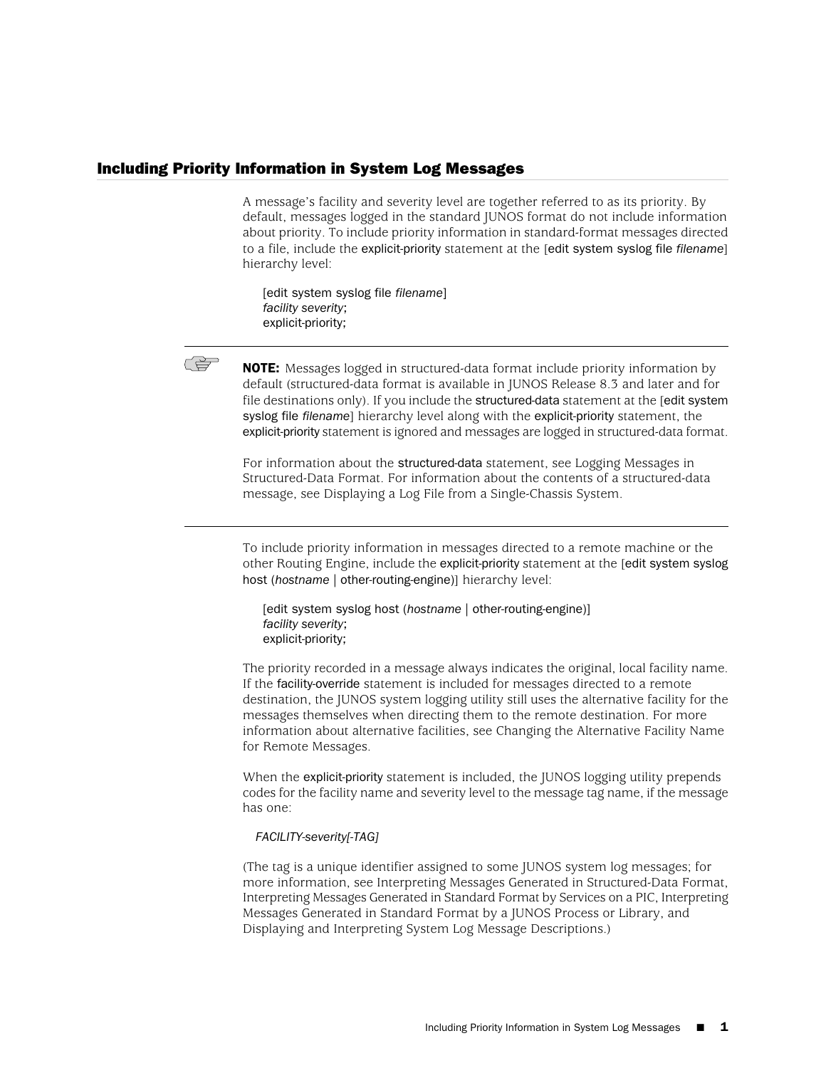## Including Priority Information in System Log Messages

A message's facility and severity level are together referred to as its priority. By default, messages logged in the standard JUNOS format do not include information about priority. To include priority information in standard-format messages directed to a file, include the explicit-priority statement at the [edit system syslog file *filename*] hierarchy level:

```
[edit system syslog file filename]
facility severity;
explicit-priority;
```

---

**NOTE:** Messages logged in structured-data format include priority information by default (structured-data format is available in JUNOS Release 8.3 and later and for file destinations only). If you include the structured-data statement at the [edit system syslog file *filename*] hierarchy level along with the explicit-priority statement, the explicit-priority statement is ignored and messages are logged in structured-data format.

For information about the structured-data statement, see Logging Messages in Structured-Data Format. For information about the contents of a structured-data message, see Displaying a Log File from a Single-Chassis System.

---

To include priority information in messages directed to a remote machine or the other Routing Engine, include the explicit-priority statement at the [edit system syslog host (*hostname* | other-routing-engine)] hierarchy level:

```
[edit system syslog host (hostname | other-routing-engine)]
facility severity;
explicit-priority;
```

The priority recorded in a message always indicates the original, local facility name. If the facility-override statement is included for messages directed to a remote destination, the JUNOS system logging utility still uses the alternative facility for the messages themselves when directing them to the remote destination. For more information about alternative facilities, see Changing the Alternative Facility Name for Remote Messages.

When the explicit-priority statement is included, the JUNOS logging utility prepends codes for the facility name and severity level to the message tag name, if the message has one:

*FACILITY-severity[-TAG]*

(The tag is a unique identifier assigned to some JUNOS system log messages; for more information, see Interpreting Messages Generated in Structured-Data Format, Interpreting Messages Generated in Standard Format by Services on a PIC, Interpreting Messages Generated in Standard Format by a JUNOS Process or Library, and Displaying and Interpreting System Log Message Descriptions.)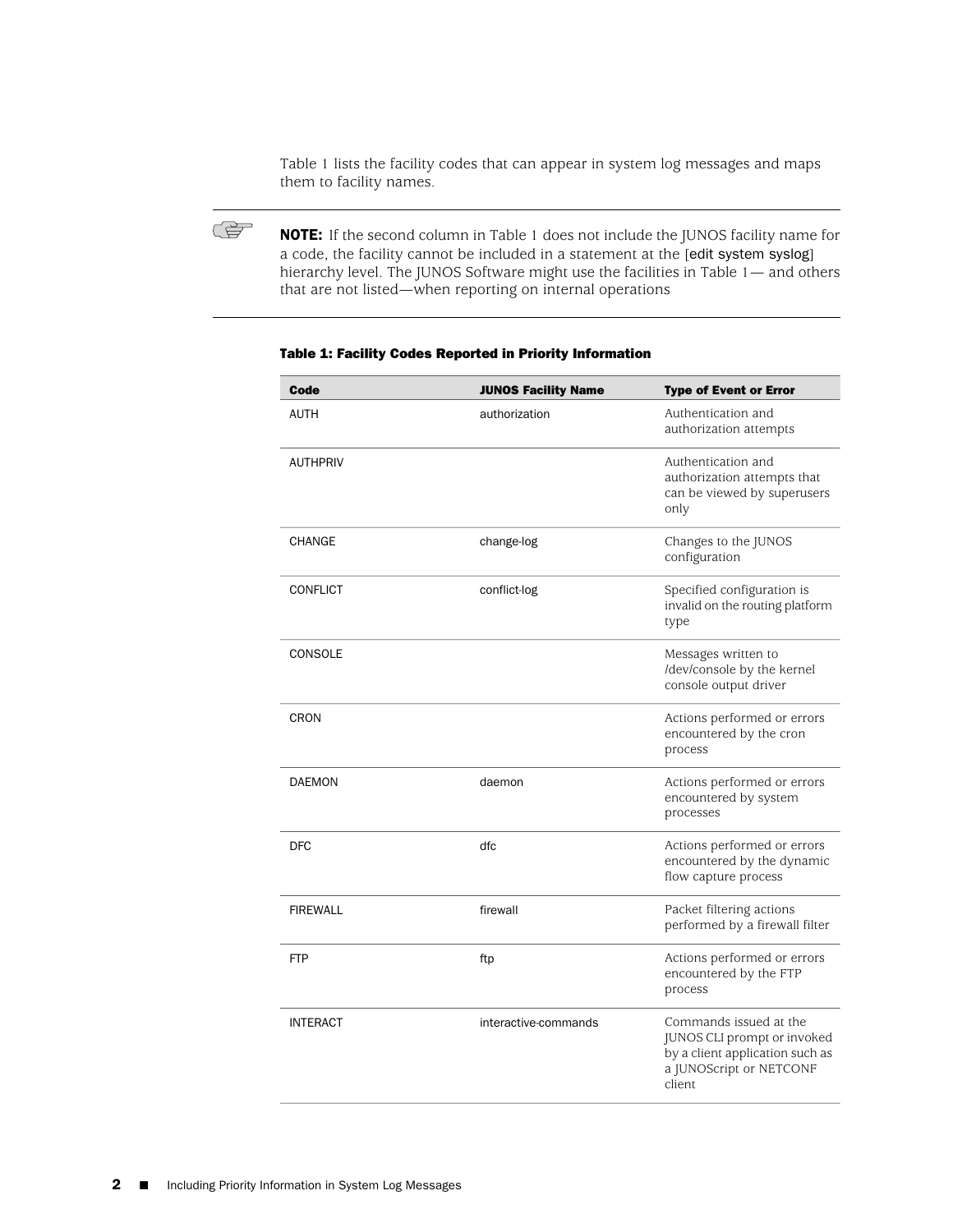Table 1 lists the facility codes that can appear in system log messages and maps them to facility names.

**NOTE:** If the second column in Table 1 does not include the JUNOS facility name for a code, the facility cannot be included in a statement at the [edit system syslog] hierarchy level. The JUNOS Software might use the facilities in Table 1— and others that are not listed—when reporting on internal operations

**Table 1: Facility Codes Reported in Priority Information**

| Code | JUNOS Facility Name | Type of Event or Error |
| --- | --- | --- |
| AUTH | authorization | Authentication and authorization attempts |
| AUTHPRIV | | Authentication and authorization attempts that can be viewed by superusers only |
| CHANGE | change-log | Changes to the JUNOS configuration |
| CONFLICT | conflict-log | Specified configuration is invalid on the routing platform type |
| CONSOLE | | Messages written to /dev/console by the kernel console output driver |
| CRON | | Actions performed or errors encountered by the cron process |
| DAEMON | daemon | Actions performed or errors encountered by system processes |
| DFC | dfc | Actions performed or errors encountered by the dynamic flow capture process |
| FIREWALL | firewall | Packet filtering actions performed by a firewall filter |
| FTP | ftp | Actions performed or errors encountered by the FTP process |
| INTERACT | interactive-commands | Commands issued at the JUNOS CLI prompt or invoked by a client application such as a JUNOScript or NETCONF client |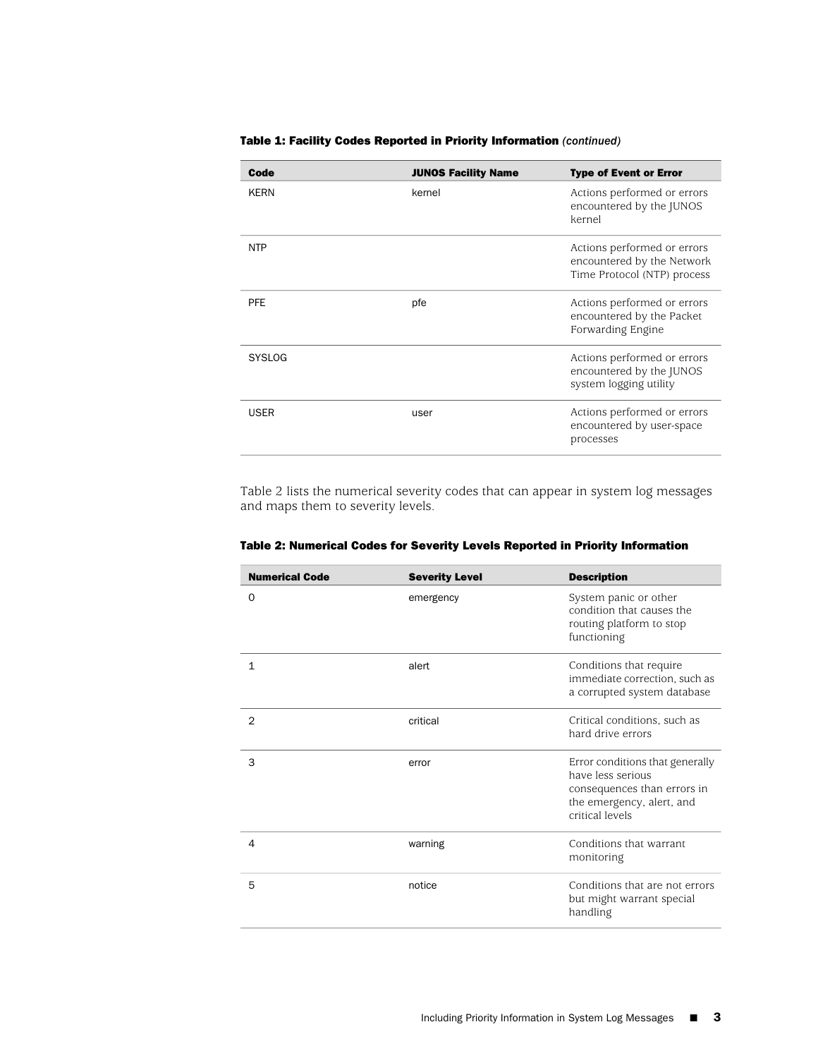**Table 1: Facility Codes Reported in Priority Information** *(continued)*

| Code | JUNOS Facility Name | Type of Event or Error |
| --- | --- | --- |
| KERN | kernel | Actions performed or errors encountered by the JUNOS kernel |
| NTP | | Actions performed or errors encountered by the Network Time Protocol (NTP) process |
| PFE | pfe | Actions performed or errors encountered by the Packet Forwarding Engine |
| SYSLOG | | Actions performed or errors encountered by the JUNOS system logging utility |
| USER | user | Actions performed or errors encountered by user-space processes |

Table 2 lists the numerical severity codes that can appear in system log messages and maps them to severity levels.

**Table 2: Numerical Codes for Severity Levels Reported in Priority Information**

| Numerical Code | Severity Level | Description |
| --- | --- | --- |
| 0 | emergency | System panic or other condition that causes the routing platform to stop functioning |
| 1 | alert | Conditions that require immediate correction, such as a corrupted system database |
| 2 | critical | Critical conditions, such as hard drive errors |
| 3 | error | Error conditions that generally have less serious consequences than errors in the emergency, alert, and critical levels |
| 4 | warning | Conditions that warrant monitoring |
| 5 | notice | Conditions that are not errors but might warrant special handling |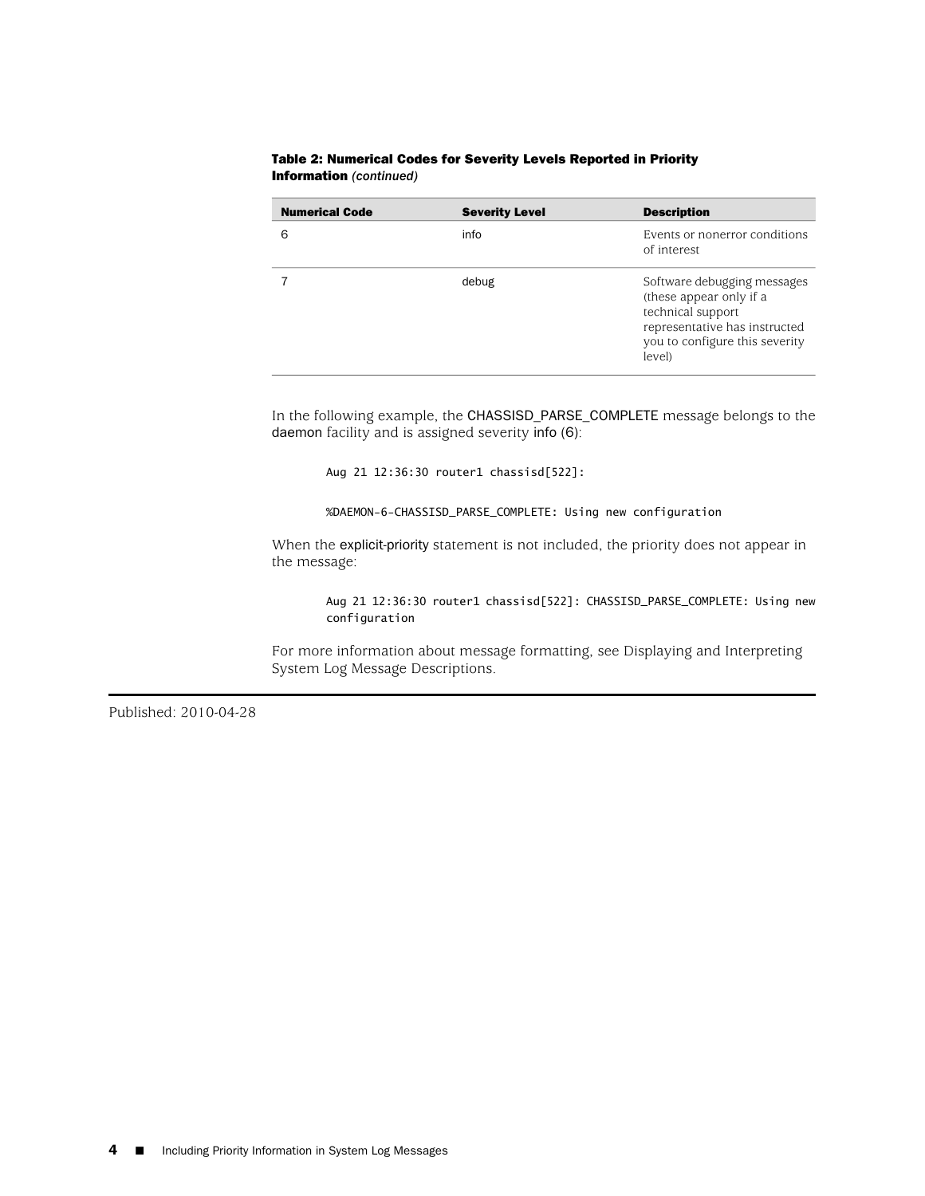**Table 2: Numerical Codes for Severity Levels Reported in Priority Information** *(continued)*

| Numerical Code | Severity Level | Description |
|---|---|---|
| 6 | info | Events or nonerror conditions of interest |
| 7 | debug | Software debugging messages (these appear only if a technical support representative has instructed you to configure this severity level) |

In the following example, the CHASSISD_PARSE_COMPLETE message belongs to the daemon facility and is assigned severity info (6):

```
Aug 21 12:36:30 router1 chassisd[522]:

%DAEMON-6-CHASSISD_PARSE_COMPLETE: Using new configuration
```

When the explicit-priority statement is not included, the priority does not appear in the message:

```
Aug 21 12:36:30 router1 chassisd[522]: CHASSISD_PARSE_COMPLETE: Using new
configuration
```

For more information about message formatting, see Displaying and Interpreting System Log Message Descriptions.

Published: 2010-04-28